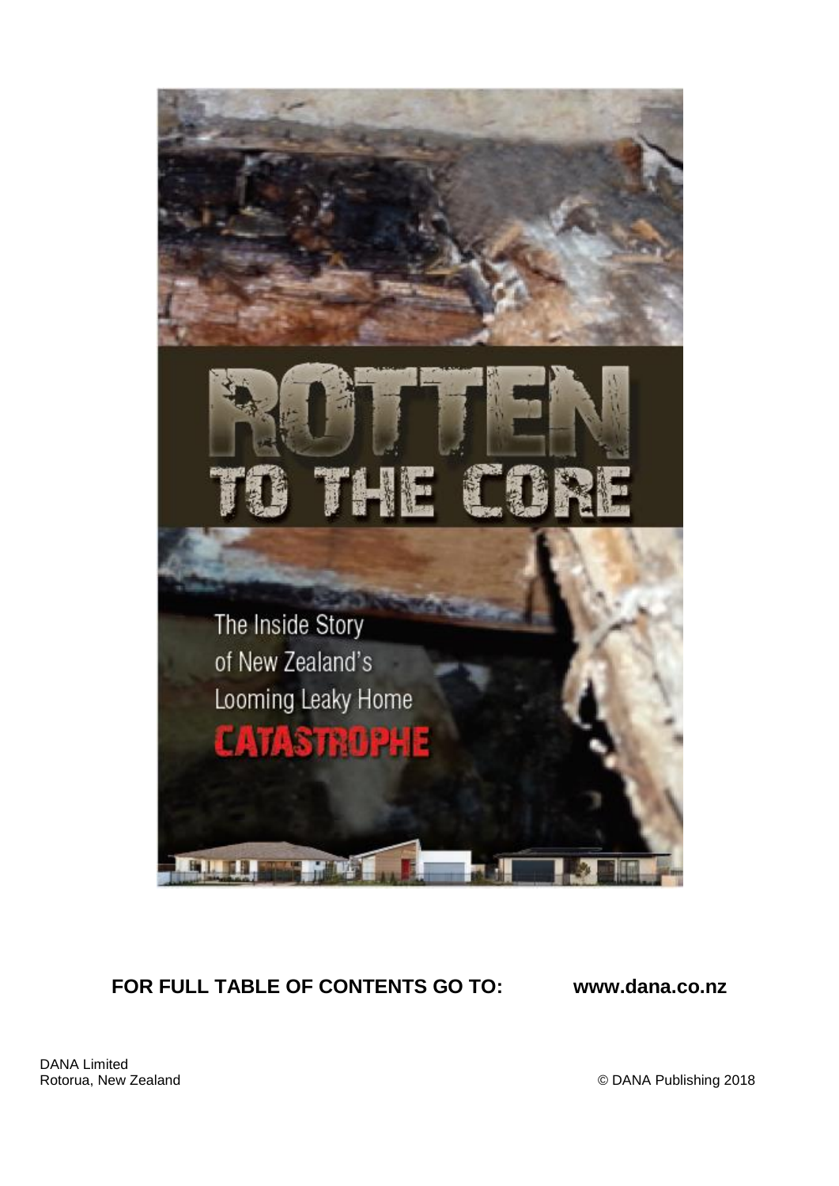# ROTTEN TO THE CORE

The Inside Story of New Zealand's Looming Leaky Home **CATASTROPHE**

**FOR FULL TABLE OF CONTENTS GO TO: www.dana.co.nz**

DANA Limited
Rotorua, New Zealand

© DANA Publishing 2018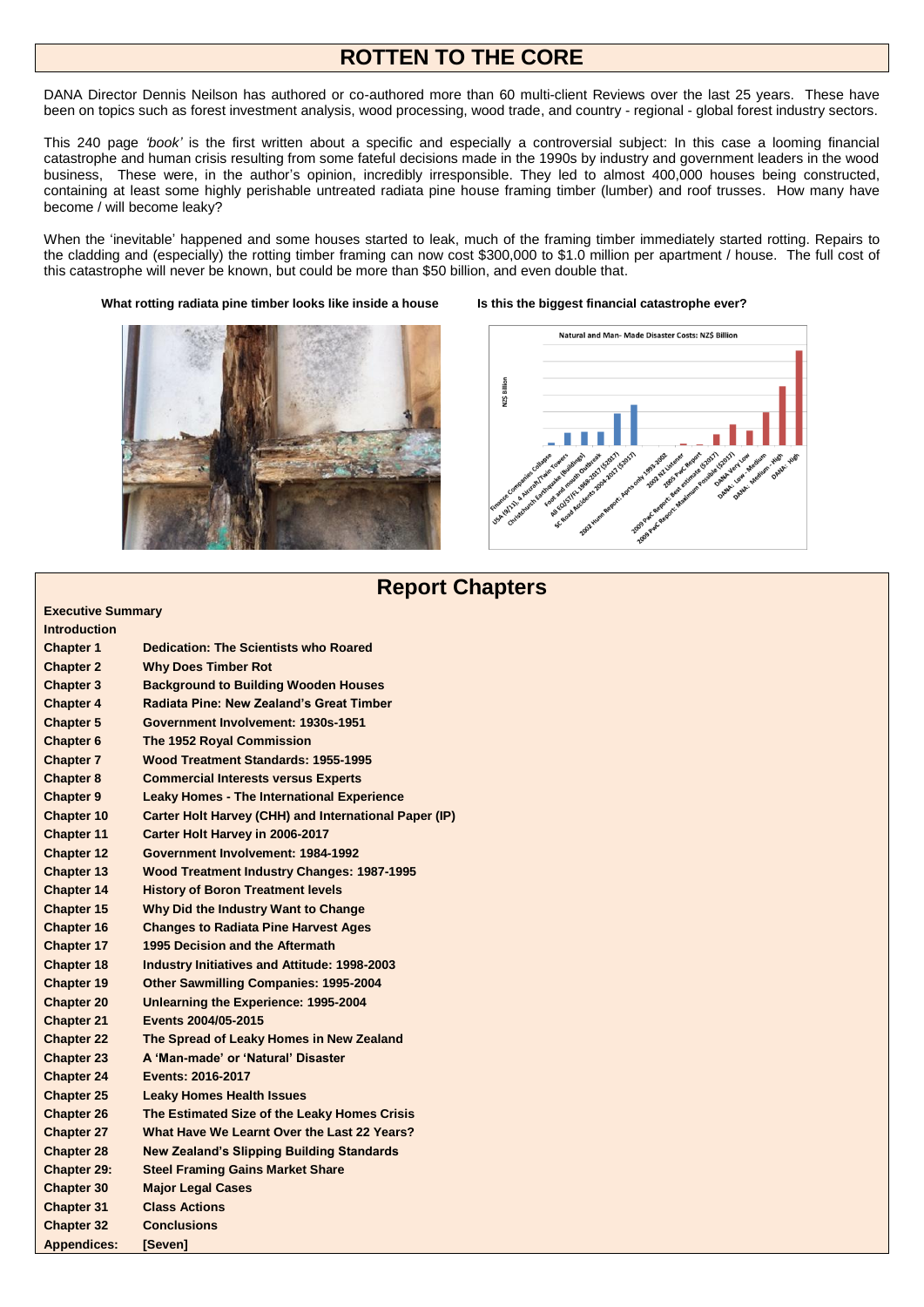# ROTTEN TO THE CORE

DANA Director Dennis Neilson has authored or co-authored more than 60 multi-client Reviews over the last 25 years. These have been on topics such as forest investment analysis, wood processing, wood trade, and country - regional - global forest industry sectors.

This 240 page *'book'* is the first written about a specific and especially a controversial subject: In this case a looming financial catastrophe and human crisis resulting from some fateful decisions made in the 1990s by industry and government leaders in the wood business, These were, in the author's opinion, incredibly irresponsible. They led to almost 400,000 houses being constructed, containing at least some highly perishable untreated radiata pine house framing timber (lumber) and roof trusses. How many have become / will become leaky?

When the 'inevitable' happened and some houses started to leak, much of the framing timber immediately started rotting. Repairs to the cladding and (especially) the rotting timber framing can now cost $300,000 to $1.0 million per apartment / house. The full cost of this catastrophe will never be known, but could be more than $50 billion, and even double that.

**What rotting radiata pine timber looks like inside a house**

**Is this the biggest financial catastrophe ever?**

## Report Chapters

| | |
|---|---|
| **Executive Summary** | |
| **Introduction** | |
| **Chapter 1** | **Dedication: The Scientists who Roared** |
| **Chapter 2** | **Why Does Timber Rot** |
| **Chapter 3** | **Background to Building Wooden Houses** |
| **Chapter 4** | **Radiata Pine: New Zealand's Great Timber** |
| **Chapter 5** | **Government Involvement: 1930s-1951** |
| **Chapter 6** | **The 1952 Royal Commission** |
| **Chapter 7** | **Wood Treatment Standards: 1955-1995** |
| **Chapter 8** | **Commercial Interests versus Experts** |
| **Chapter 9** | **Leaky Homes - The International Experience** |
| **Chapter 10** | **Carter Holt Harvey (CHH) and International Paper (IP)** |
| **Chapter 11** | **Carter Holt Harvey in 2006-2017** |
| **Chapter 12** | **Government Involvement: 1984-1992** |
| **Chapter 13** | **Wood Treatment Industry Changes: 1987-1995** |
| **Chapter 14** | **History of Boron Treatment levels** |
| **Chapter 15** | **Why Did the Industry Want to Change** |
| **Chapter 16** | **Changes to Radiata Pine Harvest Ages** |
| **Chapter 17** | **1995 Decision and the Aftermath** |
| **Chapter 18** | **Industry Initiatives and Attitude: 1998-2003** |
| **Chapter 19** | **Other Sawmilling Companies: 1995-2004** |
| **Chapter 20** | **Unlearning the Experience: 1995-2004** |
| **Chapter 21** | **Events 2004/05-2015** |
| **Chapter 22** | **The Spread of Leaky Homes in New Zealand** |
| **Chapter 23** | **A 'Man-made' or 'Natural' Disaster** |
| **Chapter 24** | **Events: 2016-2017** |
| **Chapter 25** | **Leaky Homes Health Issues** |
| **Chapter 26** | **The Estimated Size of the Leaky Homes Crisis** |
| **Chapter 27** | **What Have We Learnt Over the Last 22 Years?** |
| **Chapter 28** | **New Zealand's Slipping Building Standards** |
| **Chapter 29:** | **Steel Framing Gains Market Share** |
| **Chapter 30** | **Major Legal Cases** |
| **Chapter 31** | **Class Actions** |
| **Chapter 32** | **Conclusions** |
| **Appendices:** | **[Seven]** |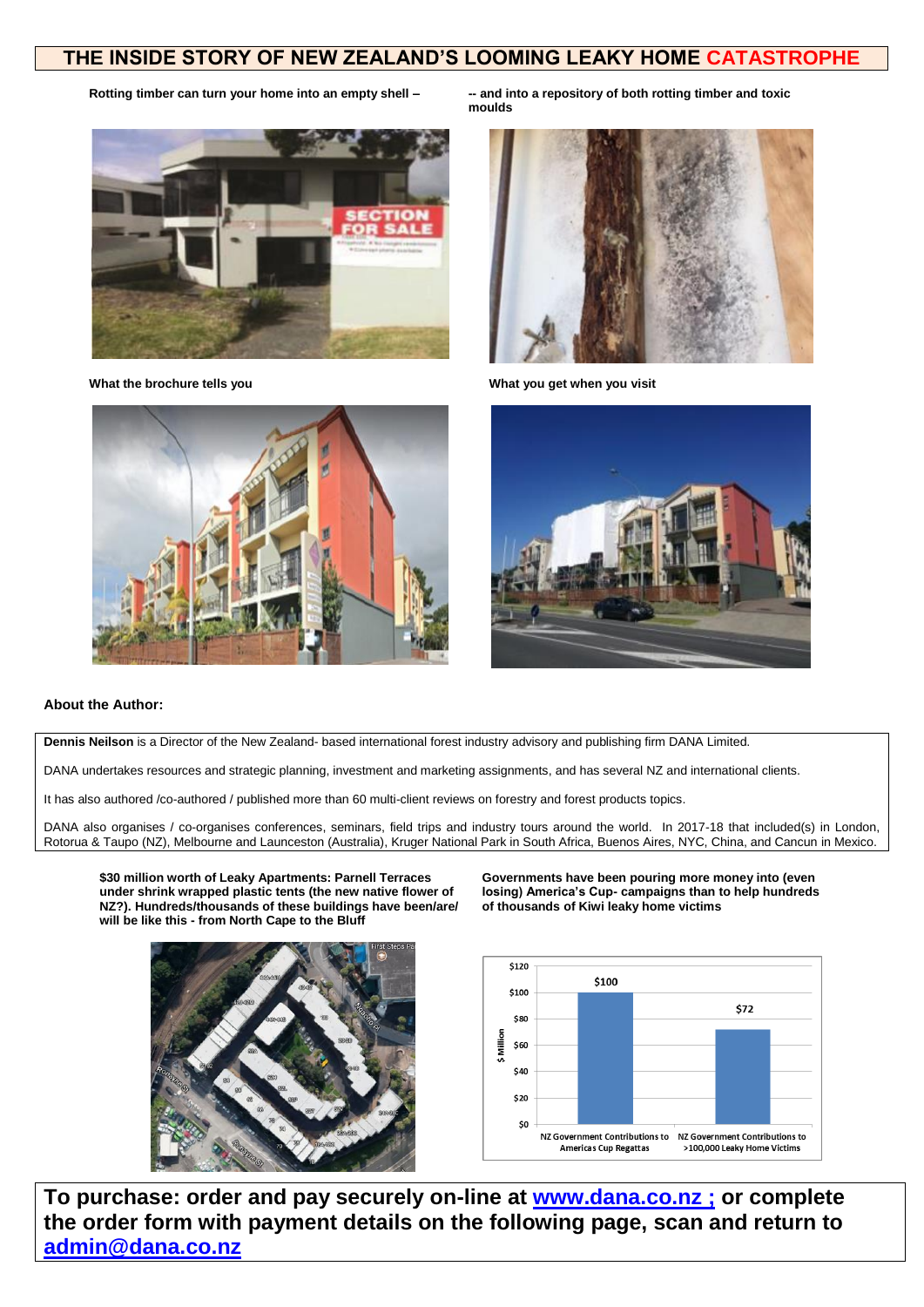# THE INSIDE STORY OF NEW ZEALAND'S LOOMING LEAKY HOME CATASTROPHE

**Rotting timber can turn your home into an empty shell –**

**-- and into a repository of both rotting timber and toxic moulds**

**What the brochure tells you**

**What you get when you visit**

### About the Author:

**Dennis Neilson** is a Director of the New Zealand- based international forest industry advisory and publishing firm DANA Limited.

DANA undertakes resources and strategic planning, investment and marketing assignments, and has several NZ and international clients.

It has also authored /co-authored / published more than 60 multi-client reviews on forestry and forest products topics.

DANA also organises / co-organises conferences, seminars, field trips and industry tours around the world. In 2017-18 that included(s) in London, Rotorua & Taupo (NZ), Melbourne and Launceston (Australia), Kruger National Park in South Africa, Buenos Aires, NYC, China, and Cancun in Mexico.

**$30 million worth of Leaky Apartments: Parnell Terraces under shrink wrapped plastic tents (the new native flower of NZ?). Hundreds/thousands of these buildings have been/are/ will be like this - from North Cape to the Bluff**

**Governments have been pouring more money into (even losing) America's Cup- campaigns than to help hundreds of thousands of Kiwi leaky home victims**

| | $ Million |
|---|---|
| NZ Government Contributions to Americas Cup Regattas | $100 |
| NZ Government Contributions to >100,000 Leaky Home Victims | $72 |

**To purchase: order and pay securely on-line at [www.dana.co.nz ;](http://www.dana.co.nz) or complete the order form with payment details on the following page, scan and return to [admin@dana.co.nz](mailto:admin@dana.co.nz)**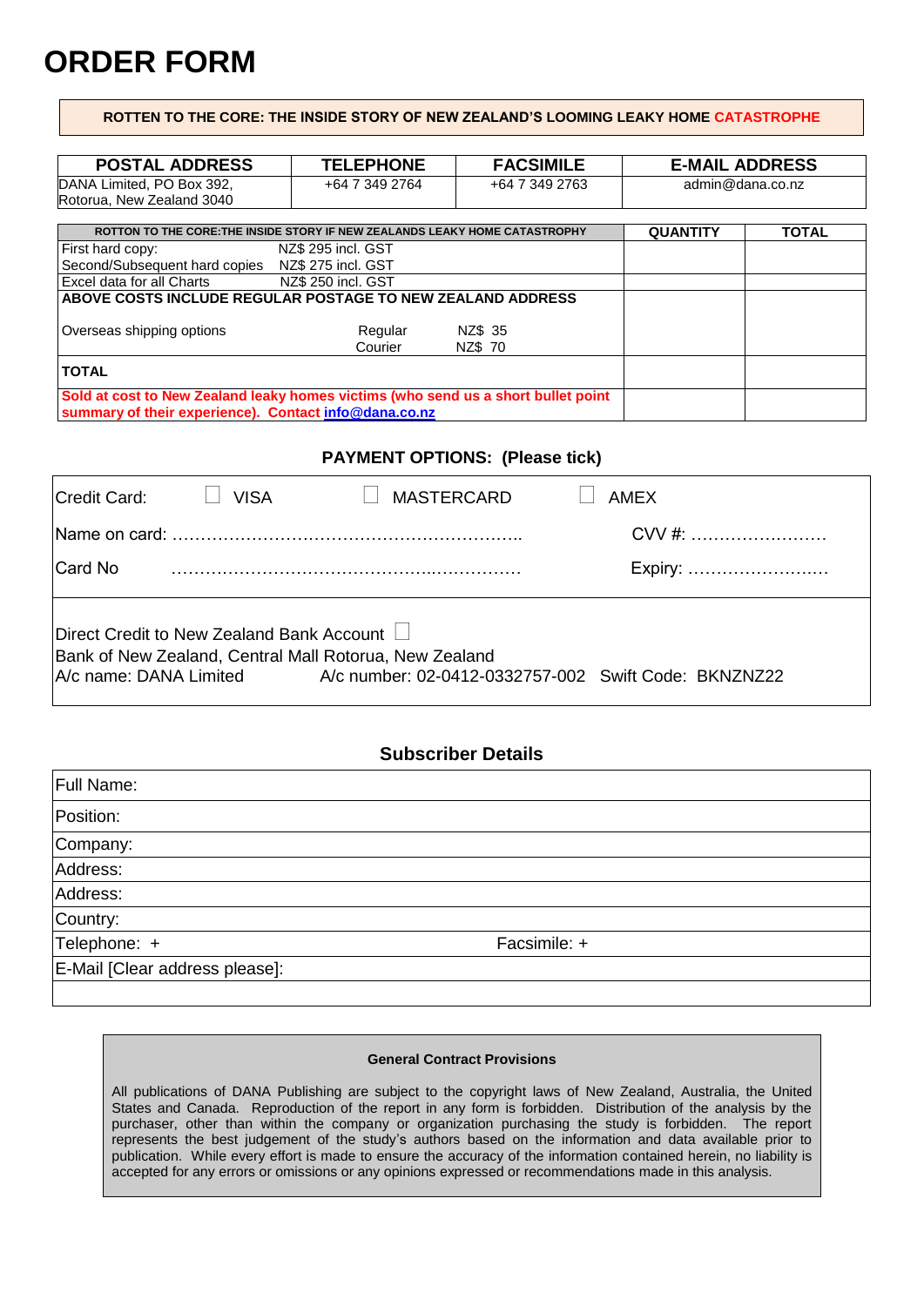# ORDER FORM

**ROTTEN TO THE CORE: THE INSIDE STORY OF NEW ZEALAND'S LOOMING LEAKY HOME CATASTROPHE**

| POSTAL ADDRESS | TELEPHONE | FACSIMILE | E-MAIL ADDRESS |
|---|---|---|---|
| DANA Limited, PO Box 392, Rotorua, New Zealand 3040 | +64 7 349 2764 | +64 7 349 2763 | admin@dana.co.nz |

| ROTTON TO THE CORE:THE INSIDE STORY IF NEW ZEALANDS LEAKY HOME CATASTROPHY | | QUANTITY | TOTAL |
|---|---|---|---|
| First hard copy: | NZ$ 295 incl. GST | | |
| Second/Subsequent hard copies | NZ$ 275 incl. GST | | |
| Excel data for all Charts | NZ$ 250 incl. GST | | |
| **ABOVE COSTS INCLUDE REGULAR POSTAGE TO NEW ZEALAND ADDRESS** Overseas shipping options | Regular NZ$ 35 Courier NZ$ 70 | | |
| **TOTAL** | | | |
| **Sold at cost to New Zealand leaky homes victims (who send us a short bullet point summary of their experience). Contact info@dana.co.nz** | | | |

## PAYMENT OPTIONS: (Please tick)

Credit Card: ☐ VISA ☐ MASTERCARD ☐ AMEX

Name on card: ……………………………………………………….. CVV #: ……………………

Card No ………………………………………..……………. Expiry: ……………………

Direct Credit to New Zealand Bank Account ☐
Bank of New Zealand, Central Mall Rotorua, New Zealand
A/c name: DANA Limited A/c number: 02-0412-0332757-002 Swift Code: BKNZNZ22

## Subscriber Details

| | |
|---|---|
| Full Name: | |
| Position: | |
| Company: | |
| Address: | |
| Address: | |
| Country: | |
| Telephone: + | Facsimile: + |
| E-Mail [Clear address please]: | |
| | |

**General Contract Provisions**

All publications of DANA Publishing are subject to the copyright laws of New Zealand, Australia, the United States and Canada. Reproduction of the report in any form is forbidden. Distribution of the analysis by the purchaser, other than within the company or organization purchasing the study is forbidden. The report represents the best judgement of the study's authors based on the information and data available prior to publication. While every effort is made to ensure the accuracy of the information contained herein, no liability is accepted for any errors or omissions or any opinions expressed or recommendations made in this analysis.